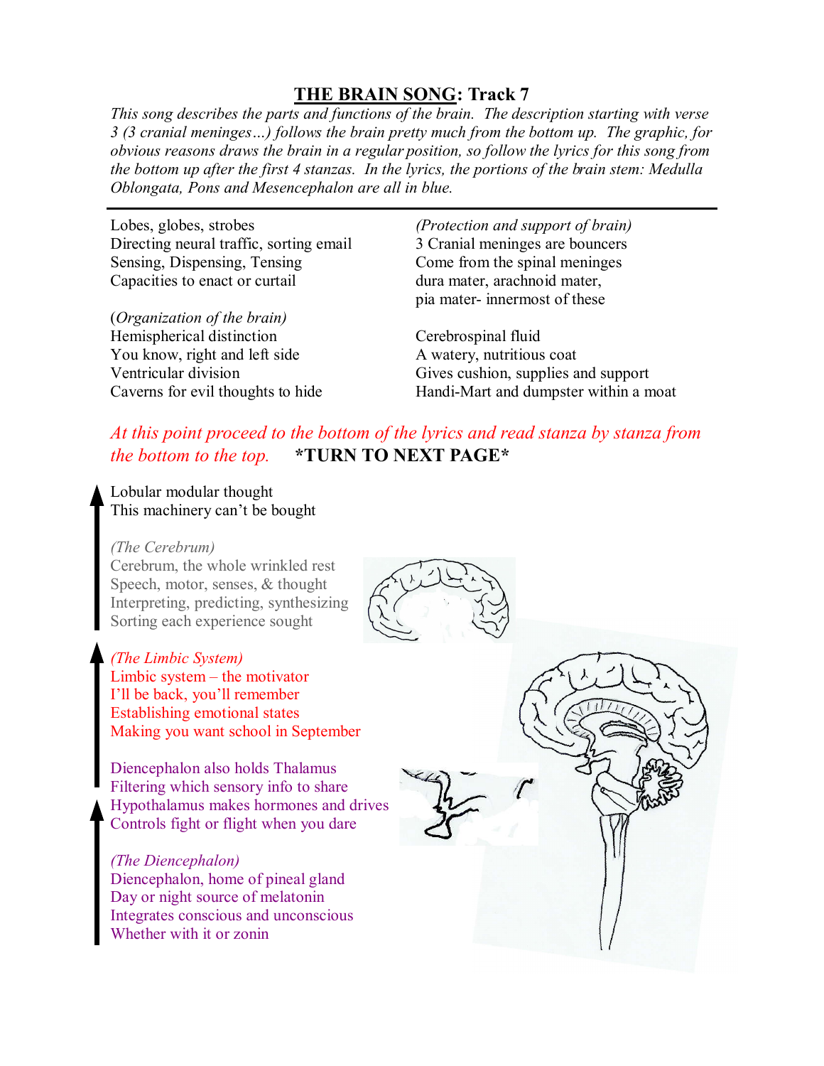# THE BRAIN SONG: Track 7

*This song describes the parts and functions of the brain. The description starting with verse 3 (3 cranial meninges…) follows the brain pretty much from the bottom up. The graphic, for obvious reasons draws the brain in a regular position, so follow the lyrics for this song from the bottom up after the first 4 stanzas. In the lyrics, the portions of the brain stem: Medulla Oblongata, Pons and Mesencephalon are all in blue.*

---

Lobes, globes, strobes
Directing neural traffic, sorting email
Sensing, Dispensing, Tensing
Capacities to enact or curtail

(*Organization of the brain)*
Hemispherical distinction
You know, right and left side
Ventricular division
Caverns for evil thoughts to hide

*(Protection and support of brain)*
3 Cranial meninges are bouncers
Come from the spinal meninges
dura mater, arachnoid mater,
pia mater- innermost of these

Cerebrospinal fluid
A watery, nutritious coat
Gives cushion, supplies and support
Handi-Mart and dumpster within a moat

*At this point proceed to the bottom of the lyrics and read stanza by stanza from the bottom to the top.* **\*TURN TO NEXT PAGE\***

Lobular modular thought
This machinery can't be bought

*(The Cerebrum)*
Cerebrum, the whole wrinkled rest
Speech, motor, senses, & thought
Interpreting, predicting, synthesizing
Sorting each experience sought

*(The Limbic System)*
Limbic system – the motivator
I'll be back, you'll remember
Establishing emotional states
Making you want school in September

Diencephalon also holds Thalamus
Filtering which sensory info to share
Hypothalamus makes hormones and drives
Controls fight or flight when you dare

*(The Diencephalon)*
Diencephalon, home of pineal gland
Day or night source of melatonin
Integrates conscious and unconscious
Whether with it or zonin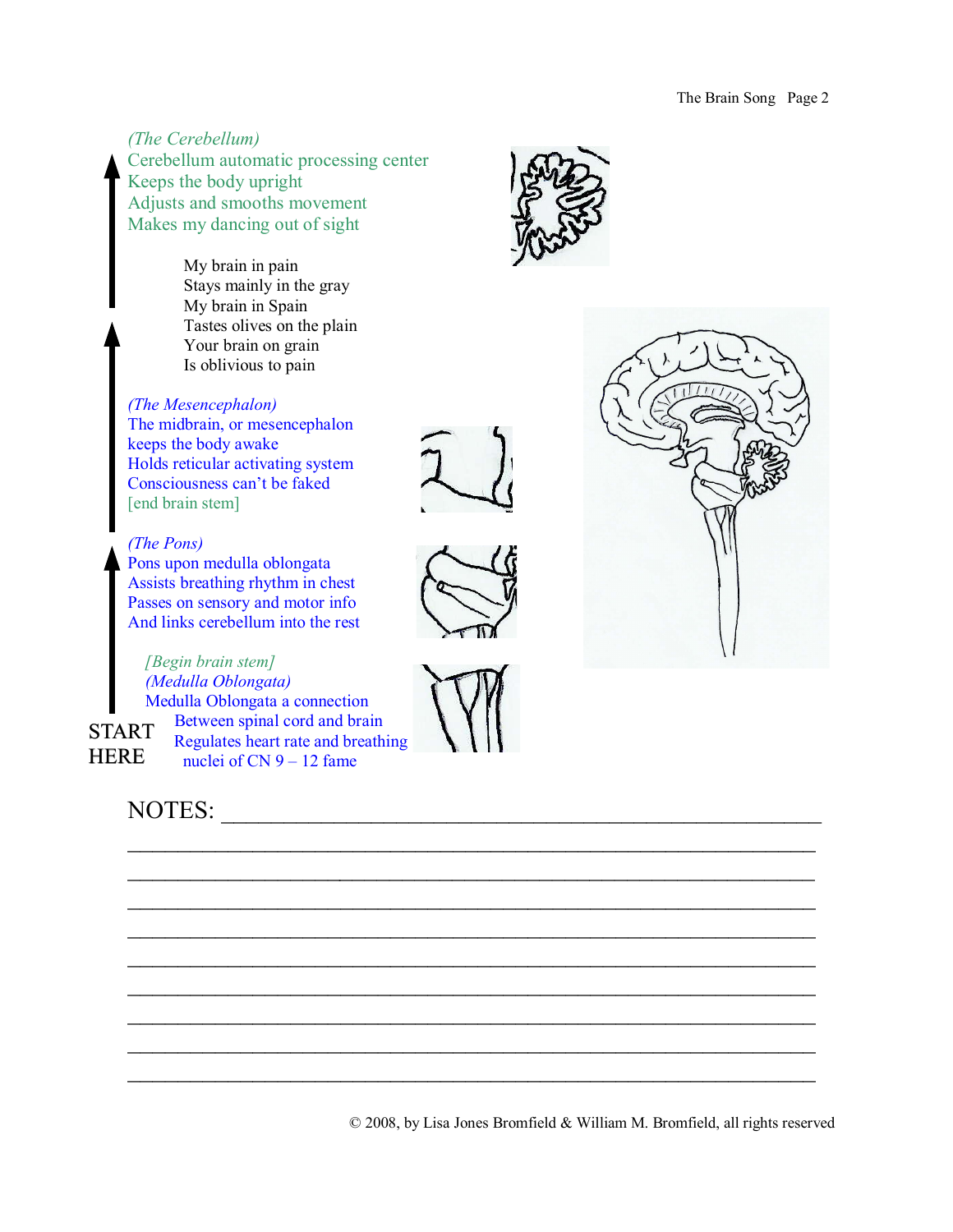*(The Cerebellum)*
Cerebellum automatic processing center
Keeps the body upright
Adjusts and smooths movement
Makes my dancing out of sight

My brain in pain
Stays mainly in the gray
My brain in Spain
Tastes olives on the plain
Your brain on grain
Is oblivious to pain

*(The Mesencephalon)*
The midbrain, or mesencephalon
keeps the body awake
Holds reticular activating system
Consciousness can't be faked
[end brain stem]

*(The Pons)*
Pons upon medulla oblongata
Assists breathing rhythm in chest
Passes on sensory and motor info
And links cerebellum into the rest

*[Begin brain stem]*
*(Medulla Oblongata)*
Medulla Oblongata a connection
Between spinal cord and brain
Regulates heart rate and breathing
nuclei of CN 9 – 12 fame

START HERE

NOTES: ______________________________________________

© 2008, by Lisa Jones Bromfield & William M. Bromfield, all rights reserved